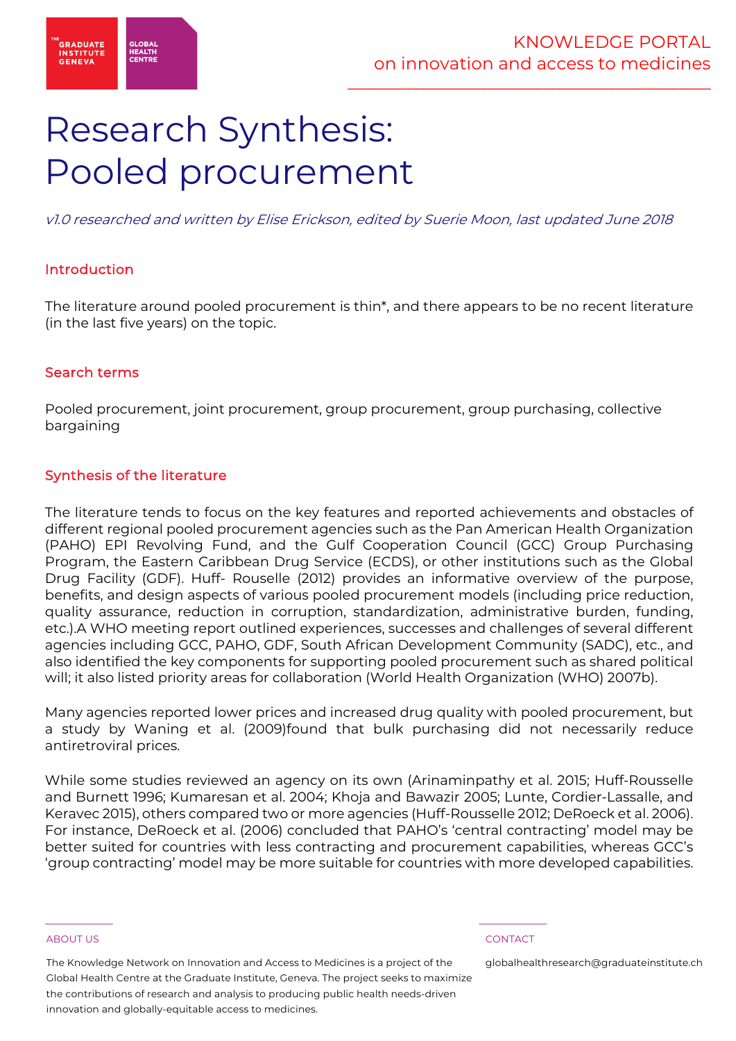# Research Synthesis: Pooled procurement

*v1.0 researched and written by Elise Erickson, edited by Suerie Moon, last updated June 2018*

## Introduction

The literature around pooled procurement is thin*, and there appears to be no recent literature (in the last five years) on the topic.

## Search terms

Pooled procurement, joint procurement, group procurement, group purchasing, collective bargaining

## Synthesis of the literature

The literature tends to focus on the key features and reported achievements and obstacles of different regional pooled procurement agencies such as the Pan American Health Organization (PAHO) EPI Revolving Fund, and the Gulf Cooperation Council (GCC) Group Purchasing Program, the Eastern Caribbean Drug Service (ECDS), or other institutions such as the Global Drug Facility (GDF). Huff- Rouselle (2012) provides an informative overview of the purpose, benefits, and design aspects of various pooled procurement models (including price reduction, quality assurance, reduction in corruption, standardization, administrative burden, funding, etc.).A WHO meeting report outlined experiences, successes and challenges of several different agencies including GCC, PAHO, GDF, South African Development Community (SADC), etc., and also identified the key components for supporting pooled procurement such as shared political will; it also listed priority areas for collaboration (World Health Organization (WHO) 2007b).

Many agencies reported lower prices and increased drug quality with pooled procurement, but a study by Waning et al. (2009)found that bulk purchasing did not necessarily reduce antiretroviral prices.

While some studies reviewed an agency on its own (Arinaminpathy et al. 2015; Huff-Rousselle and Burnett 1996; Kumaresan et al. 2004; Khoja and Bawazir 2005; Lunte, Cordier-Lassalle, and Keravec 2015), others compared two or more agencies (Huff-Rousselle 2012; DeRoeck et al. 2006). For instance, DeRoeck et al. (2006) concluded that PAHO's 'central contracting' model may be better suited for countries with less contracting and procurement capabilities, whereas GCC's 'group contracting' model may be more suitable for countries with more developed capabilities.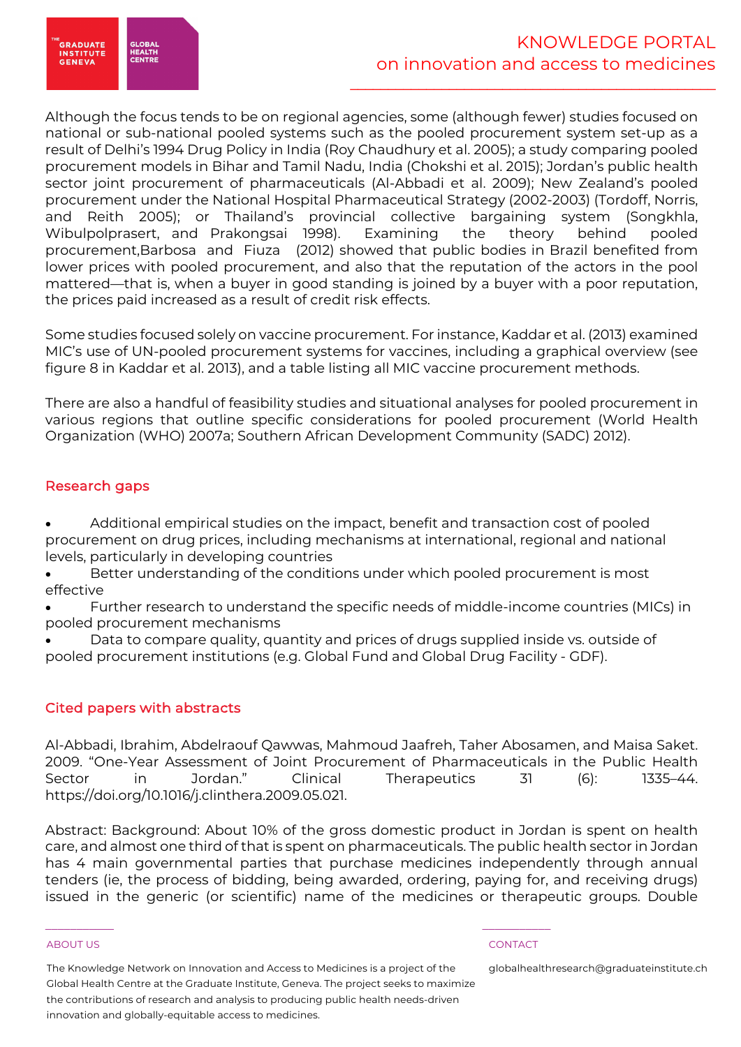Although the focus tends to be on regional agencies, some (although fewer) studies focused on national or sub-national pooled systems such as the pooled procurement system set-up as a result of Delhi's 1994 Drug Policy in India (Roy Chaudhury et al. 2005); a study comparing pooled procurement models in Bihar and Tamil Nadu, India (Chokshi et al. 2015); Jordan's public health sector joint procurement of pharmaceuticals (Al-Abbadi et al. 2009); New Zealand's pooled procurement under the National Hospital Pharmaceutical Strategy (2002-2003) (Tordoff, Norris, and Reith 2005); or Thailand's provincial collective bargaining system (Songkhla, Wibulpolprasert, and Prakongsai 1998). Examining the theory behind pooled procurement,Barbosa and Fiuza (2012) showed that public bodies in Brazil benefited from lower prices with pooled procurement, and also that the reputation of the actors in the pool mattered—that is, when a buyer in good standing is joined by a buyer with a poor reputation, the prices paid increased as a result of credit risk effects.

Some studies focused solely on vaccine procurement. For instance, Kaddar et al. (2013) examined MIC's use of UN-pooled procurement systems for vaccines, including a graphical overview (see figure 8 in Kaddar et al. 2013), and a table listing all MIC vaccine procurement methods.

There are also a handful of feasibility studies and situational analyses for pooled procurement in various regions that outline specific considerations for pooled procurement (World Health Organization (WHO) 2007a; Southern African Development Community (SADC) 2012).

## Research gaps

- Additional empirical studies on the impact, benefit and transaction cost of pooled procurement on drug prices, including mechanisms at international, regional and national levels, particularly in developing countries
- Better understanding of the conditions under which pooled procurement is most effective
- Further research to understand the specific needs of middle-income countries (MICs) in pooled procurement mechanisms
- Data to compare quality, quantity and prices of drugs supplied inside vs. outside of pooled procurement institutions (e.g. Global Fund and Global Drug Facility - GDF).

## Cited papers with abstracts

Al-Abbadi, Ibrahim, Abdelraouf Qawwas, Mahmoud Jaafreh, Taher Abosamen, and Maisa Saket. 2009. "One-Year Assessment of Joint Procurement of Pharmaceuticals in the Public Health Sector in Jordan." Clinical Therapeutics 31 (6): 1335–44. https://doi.org/10.1016/j.clinthera.2009.05.021.

Abstract: Background: About 10% of the gross domestic product in Jordan is spent on health care, and almost one third of that is spent on pharmaceuticals. The public health sector in Jordan has 4 main governmental parties that purchase medicines independently through annual tenders (ie, the process of bidding, being awarded, ordering, paying for, and receiving drugs) issued in the generic (or scientific) name of the medicines or therapeutic groups. Double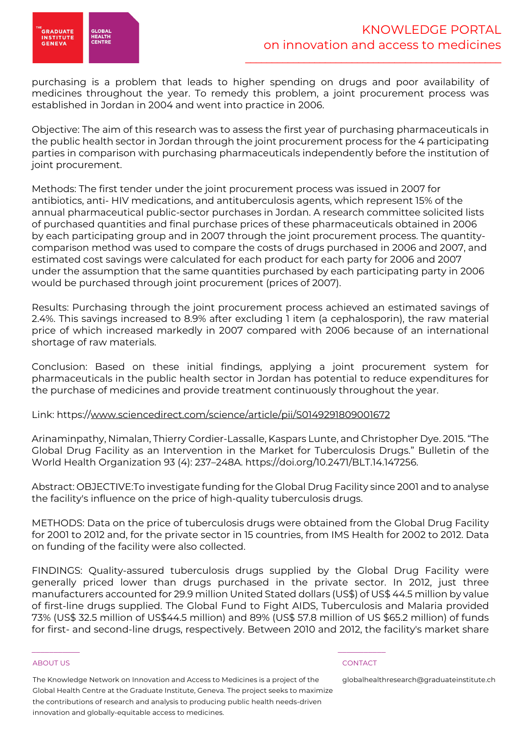purchasing is a problem that leads to higher spending on drugs and poor availability of medicines throughout the year. To remedy this problem, a joint procurement process was established in Jordan in 2004 and went into practice in 2006.

Objective: The aim of this research was to assess the first year of purchasing pharmaceuticals in the public health sector in Jordan through the joint procurement process for the 4 participating parties in comparison with purchasing pharmaceuticals independently before the institution of joint procurement.

Methods: The first tender under the joint procurement process was issued in 2007 for antibiotics, anti- HIV medications, and antituberculosis agents, which represent 15% of the annual pharmaceutical public-sector purchases in Jordan. A research committee solicited lists of purchased quantities and final purchase prices of these pharmaceuticals obtained in 2006 by each participating group and in 2007 through the joint procurement process. The quantity-comparison method was used to compare the costs of drugs purchased in 2006 and 2007, and estimated cost savings were calculated for each product for each party for 2006 and 2007 under the assumption that the same quantities purchased by each participating party in 2006 would be purchased through joint procurement (prices of 2007).

Results: Purchasing through the joint procurement process achieved an estimated savings of 2.4%. This savings increased to 8.9% after excluding 1 item (a cephalosporin), the raw material price of which increased markedly in 2007 compared with 2006 because of an international shortage of raw materials.

Conclusion: Based on these initial findings, applying a joint procurement system for pharmaceuticals in the public health sector in Jordan has potential to reduce expenditures for the purchase of medicines and provide treatment continuously throughout the year.

Link: https://www.sciencedirect.com/science/article/pii/S0149291809001672

Arinaminpathy, Nimalan, Thierry Cordier-Lassalle, Kaspars Lunte, and Christopher Dye. 2015. "The Global Drug Facility as an Intervention in the Market for Tuberculosis Drugs." Bulletin of the World Health Organization 93 (4): 237–248A. https://doi.org/10.2471/BLT.14.147256.

Abstract: OBJECTIVE:To investigate funding for the Global Drug Facility since 2001 and to analyse the facility's influence on the price of high-quality tuberculosis drugs.

METHODS: Data on the price of tuberculosis drugs were obtained from the Global Drug Facility for 2001 to 2012 and, for the private sector in 15 countries, from IMS Health for 2002 to 2012. Data on funding of the facility were also collected.

FINDINGS: Quality-assured tuberculosis drugs supplied by the Global Drug Facility were generally priced lower than drugs purchased in the private sector. In 2012, just three manufacturers accounted for 29.9 million United Stated dollars (US$) of US$ 44.5 million by value of first-line drugs supplied. The Global Fund to Fight AIDS, Tuberculosis and Malaria provided 73% (US$ 32.5 million of US$44.5 million) and 89% (US$ 57.8 million of US $65.2 million) of funds for first- and second-line drugs, respectively. Between 2010 and 2012, the facility's market share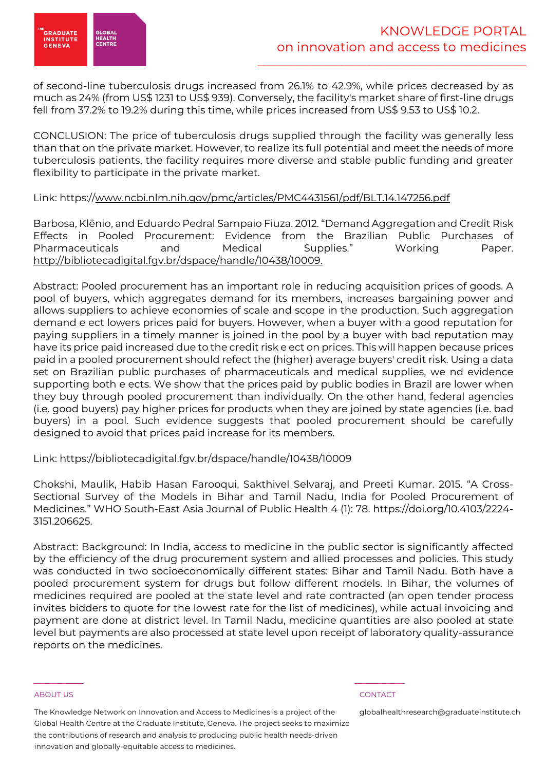of second-line tuberculosis drugs increased from 26.1% to 42.9%, while prices decreased by as much as 24% (from US$ 1231 to US$ 939). Conversely, the facility's market share of first-line drugs fell from 37.2% to 19.2% during this time, while prices increased from US$ 9.53 to US$ 10.2.

CONCLUSION: The price of tuberculosis drugs supplied through the facility was generally less than that on the private market. However, to realize its full potential and meet the needs of more tuberculosis patients, the facility requires more diverse and stable public funding and greater flexibility to participate in the private market.

Link: https://www.ncbi.nlm.nih.gov/pmc/articles/PMC4431561/pdf/BLT.14.147256.pdf

Barbosa, Klênio, and Eduardo Pedral Sampaio Fiuza. 2012. "Demand Aggregation and Credit Risk Effects in Pooled Procurement: Evidence from the Brazilian Public Purchases of Pharmaceuticals and Medical Supplies." Working Paper. http://bibliotecadigital.fgv.br/dspace/handle/10438/10009.

Abstract: Pooled procurement has an important role in reducing acquisition prices of goods. A pool of buyers, which aggregates demand for its members, increases bargaining power and allows suppliers to achieve economies of scale and scope in the production. Such aggregation demand e ect lowers prices paid for buyers. However, when a buyer with a good reputation for paying suppliers in a timely manner is joined in the pool by a buyer with bad reputation may have its price paid increased due to the credit risk e ect on prices. This will happen because prices paid in a pooled procurement should refect the (higher) average buyers' credit risk. Using a data set on Brazilian public purchases of pharmaceuticals and medical supplies, we nd evidence supporting both e ects. We show that the prices paid by public bodies in Brazil are lower when they buy through pooled procurement than individually. On the other hand, federal agencies (i.e. good buyers) pay higher prices for products when they are joined by state agencies (i.e. bad buyers) in a pool. Such evidence suggests that pooled procurement should be carefully designed to avoid that prices paid increase for its members.

Link: https://bibliotecadigital.fgv.br/dspace/handle/10438/10009

Chokshi, Maulik, Habib Hasan Farooqui, Sakthivel Selvaraj, and Preeti Kumar. 2015. "A Cross-Sectional Survey of the Models in Bihar and Tamil Nadu, India for Pooled Procurement of Medicines." WHO South-East Asia Journal of Public Health 4 (1): 78. https://doi.org/10.4103/2224-3151.206625.

Abstract: Background: In India, access to medicine in the public sector is significantly affected by the efficiency of the drug procurement system and allied processes and policies. This study was conducted in two socioeconomically different states: Bihar and Tamil Nadu. Both have a pooled procurement system for drugs but follow different models. In Bihar, the volumes of medicines required are pooled at the state level and rate contracted (an open tender process invites bidders to quote for the lowest rate for the list of medicines), while actual invoicing and payment are done at district level. In Tamil Nadu, medicine quantities are also pooled at state level but payments are also processed at state level upon receipt of laboratory quality-assurance reports on the medicines.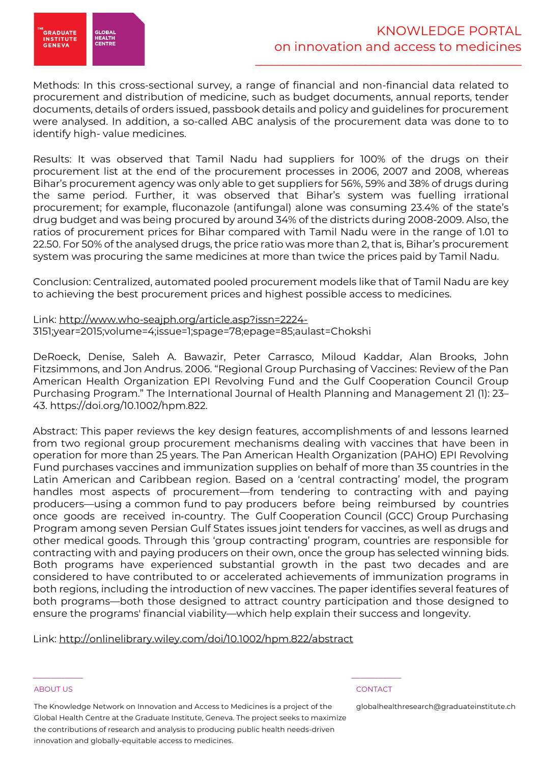Methods: In this cross-sectional survey, a range of financial and non-financial data related to procurement and distribution of medicine, such as budget documents, annual reports, tender documents, details of orders issued, passbook details and policy and guidelines for procurement were analysed. In addition, a so-called ABC analysis of the procurement data was done to to identify high- value medicines.

Results: It was observed that Tamil Nadu had suppliers for 100% of the drugs on their procurement list at the end of the procurement processes in 2006, 2007 and 2008, whereas Bihar's procurement agency was only able to get suppliers for 56%, 59% and 38% of drugs during the same period. Further, it was observed that Bihar's system was fuelling irrational procurement; for example, fluconazole (antifungal) alone was consuming 23.4% of the state's drug budget and was being procured by around 34% of the districts during 2008-2009. Also, the ratios of procurement prices for Bihar compared with Tamil Nadu were in the range of 1.01 to 22.50. For 50% of the analysed drugs, the price ratio was more than 2, that is, Bihar's procurement system was procuring the same medicines at more than twice the prices paid by Tamil Nadu.

Conclusion: Centralized, automated pooled procurement models like that of Tamil Nadu are key to achieving the best procurement prices and highest possible access to medicines.

Link: http://www.who-seajph.org/article.asp?issn=2224-3151;year=2015;volume=4;issue=1;spage=78;epage=85;aulast=Chokshi

DeRoeck, Denise, Saleh A. Bawazir, Peter Carrasco, Miloud Kaddar, Alan Brooks, John Fitzsimmons, and Jon Andrus. 2006. "Regional Group Purchasing of Vaccines: Review of the Pan American Health Organization EPI Revolving Fund and the Gulf Cooperation Council Group Purchasing Program." The International Journal of Health Planning and Management 21 (1): 23–43. https://doi.org/10.1002/hpm.822.

Abstract: This paper reviews the key design features, accomplishments of and lessons learned from two regional group procurement mechanisms dealing with vaccines that have been in operation for more than 25 years. The Pan American Health Organization (PAHO) EPI Revolving Fund purchases vaccines and immunization supplies on behalf of more than 35 countries in the Latin American and Caribbean region. Based on a 'central contracting' model, the program handles most aspects of procurement—from tendering to contracting with and paying producers—using a common fund to pay producers before being reimbursed by countries once goods are received in-country. The Gulf Cooperation Council (GCC) Group Purchasing Program among seven Persian Gulf States issues joint tenders for vaccines, as well as drugs and other medical goods. Through this 'group contracting' program, countries are responsible for contracting with and paying producers on their own, once the group has selected winning bids. Both programs have experienced substantial growth in the past two decades and are considered to have contributed to or accelerated achievements of immunization programs in both regions, including the introduction of new vaccines. The paper identifies several features of both programs—both those designed to attract country participation and those designed to ensure the programs' financial viability—which help explain their success and longevity.

Link: http://onlinelibrary.wiley.com/doi/10.1002/hpm.822/abstract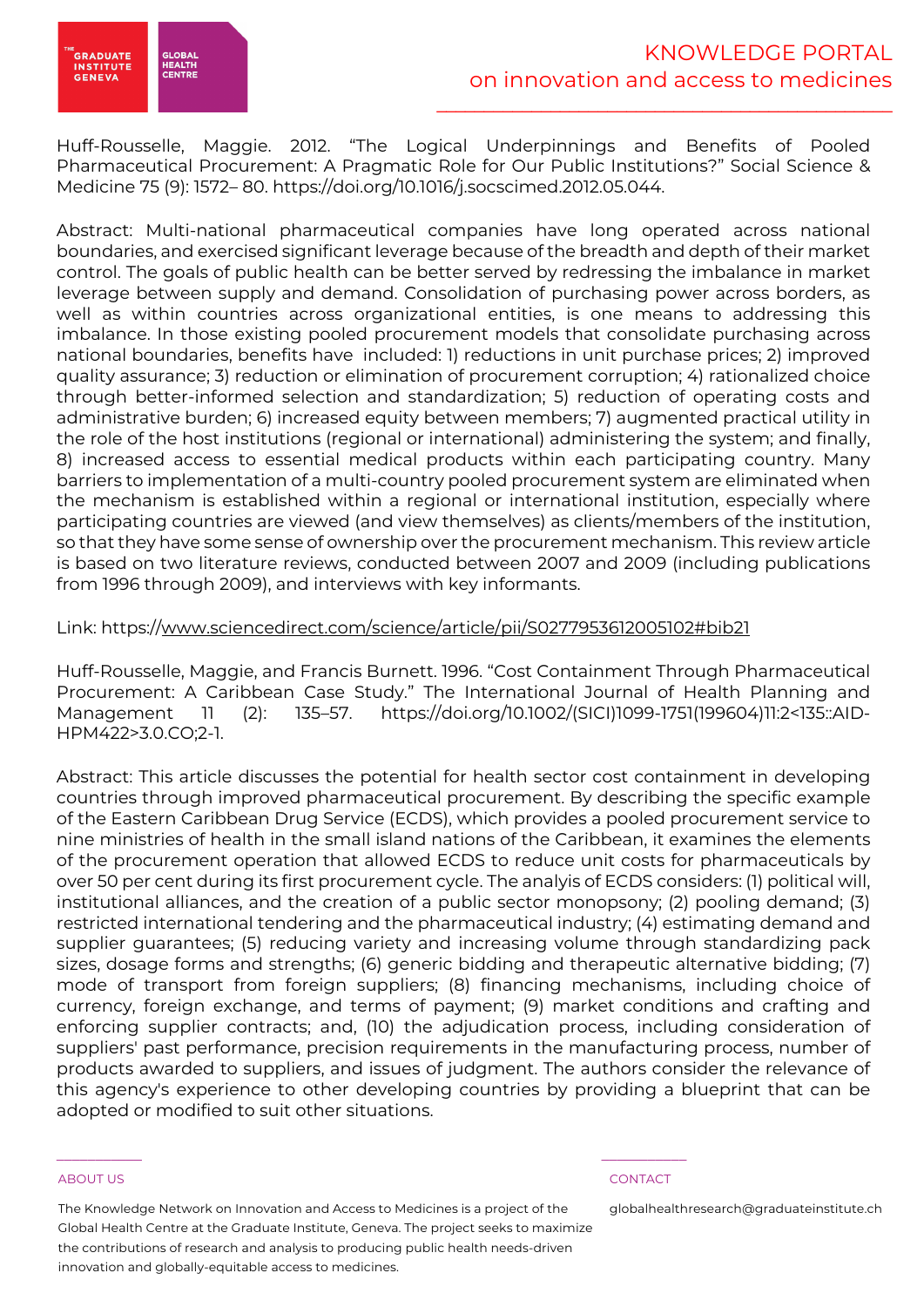Huff-Rousselle, Maggie. 2012. “The Logical Underpinnings and Benefits of Pooled Pharmaceutical Procurement: A Pragmatic Role for Our Public Institutions?” Social Science & Medicine 75 (9): 1572– 80. https://doi.org/10.1016/j.socscimed.2012.05.044.

Abstract: Multi-national pharmaceutical companies have long operated across national boundaries, and exercised significant leverage because of the breadth and depth of their market control. The goals of public health can be better served by redressing the imbalance in market leverage between supply and demand. Consolidation of purchasing power across borders, as well as within countries across organizational entities, is one means to addressing this imbalance. In those existing pooled procurement models that consolidate purchasing across national boundaries, benefits have included: 1) reductions in unit purchase prices; 2) improved quality assurance; 3) reduction or elimination of procurement corruption; 4) rationalized choice through better-informed selection and standardization; 5) reduction of operating costs and administrative burden; 6) increased equity between members; 7) augmented practical utility in the role of the host institutions (regional or international) administering the system; and finally, 8) increased access to essential medical products within each participating country. Many barriers to implementation of a multi-country pooled procurement system are eliminated when the mechanism is established within a regional or international institution, especially where participating countries are viewed (and view themselves) as clients/members of the institution, so that they have some sense of ownership over the procurement mechanism. This review article is based on two literature reviews, conducted between 2007 and 2009 (including publications from 1996 through 2009), and interviews with key informants.

Link: https://www.sciencedirect.com/science/article/pii/S0277953612005102#bib21

Huff-Rousselle, Maggie, and Francis Burnett. 1996. “Cost Containment Through Pharmaceutical Procurement: A Caribbean Case Study.” The International Journal of Health Planning and Management 11 (2): 135–57. https://doi.org/10.1002/(SICI)1099-1751(199604)11:2<135::AID-HPM422>3.0.CO;2-1.

Abstract: This article discusses the potential for health sector cost containment in developing countries through improved pharmaceutical procurement. By describing the specific example of the Eastern Caribbean Drug Service (ECDS), which provides a pooled procurement service to nine ministries of health in the small island nations of the Caribbean, it examines the elements of the procurement operation that allowed ECDS to reduce unit costs for pharmaceuticals by over 50 per cent during its first procurement cycle. The analyis of ECDS considers: (1) political will, institutional alliances, and the creation of a public sector monopsony; (2) pooling demand; (3) restricted international tendering and the pharmaceutical industry; (4) estimating demand and supplier guarantees; (5) reducing variety and increasing volume through standardizing pack sizes, dosage forms and strengths; (6) generic bidding and therapeutic alternative bidding; (7) mode of transport from foreign suppliers; (8) financing mechanisms, including choice of currency, foreign exchange, and terms of payment; (9) market conditions and crafting and enforcing supplier contracts; and, (10) the adjudication process, including consideration of suppliers' past performance, precision requirements in the manufacturing process, number of products awarded to suppliers, and issues of judgment. The authors consider the relevance of this agency's experience to other developing countries by providing a blueprint that can be adopted or modified to suit other situations.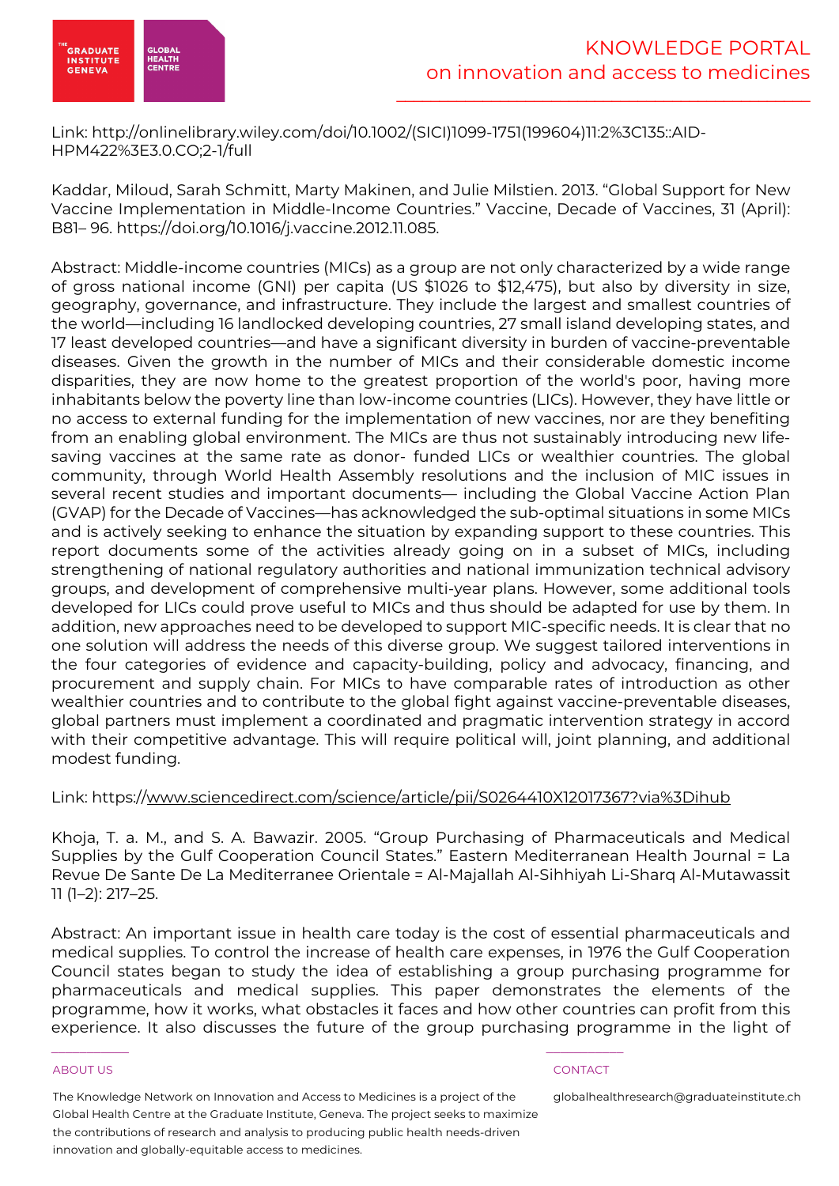Link: http://onlinelibrary.wiley.com/doi/10.1002/(SICI)1099-1751(199604)11:2%3C135::AID-HPM422%3E3.0.CO;2-1/full

Kaddar, Miloud, Sarah Schmitt, Marty Makinen, and Julie Milstien. 2013. "Global Support for New Vaccine Implementation in Middle-Income Countries." Vaccine, Decade of Vaccines, 31 (April): B81– 96. https://doi.org/10.1016/j.vaccine.2012.11.085.

Abstract: Middle-income countries (MICs) as a group are not only characterized by a wide range of gross national income (GNI) per capita (US $1026 to $12,475), but also by diversity in size, geography, governance, and infrastructure. They include the largest and smallest countries of the world—including 16 landlocked developing countries, 27 small island developing states, and 17 least developed countries—and have a significant diversity in burden of vaccine-preventable diseases. Given the growth in the number of MICs and their considerable domestic income disparities, they are now home to the greatest proportion of the world's poor, having more inhabitants below the poverty line than low-income countries (LICs). However, they have little or no access to external funding for the implementation of new vaccines, nor are they benefiting from an enabling global environment. The MICs are thus not sustainably introducing new life-saving vaccines at the same rate as donor- funded LICs or wealthier countries. The global community, through World Health Assembly resolutions and the inclusion of MIC issues in several recent studies and important documents— including the Global Vaccine Action Plan (GVAP) for the Decade of Vaccines—has acknowledged the sub-optimal situations in some MICs and is actively seeking to enhance the situation by expanding support to these countries. This report documents some of the activities already going on in a subset of MICs, including strengthening of national regulatory authorities and national immunization technical advisory groups, and development of comprehensive multi-year plans. However, some additional tools developed for LICs could prove useful to MICs and thus should be adapted for use by them. In addition, new approaches need to be developed to support MIC-specific needs. It is clear that no one solution will address the needs of this diverse group. We suggest tailored interventions in the four categories of evidence and capacity-building, policy and advocacy, financing, and procurement and supply chain. For MICs to have comparable rates of introduction as other wealthier countries and to contribute to the global fight against vaccine-preventable diseases, global partners must implement a coordinated and pragmatic intervention strategy in accord with their competitive advantage. This will require political will, joint planning, and additional modest funding.

Link: https://www.sciencedirect.com/science/article/pii/S0264410X12017367?via%3Dihub

Khoja, T. a. M., and S. A. Bawazir. 2005. "Group Purchasing of Pharmaceuticals and Medical Supplies by the Gulf Cooperation Council States." Eastern Mediterranean Health Journal = La Revue De Sante De La Mediterranee Orientale = Al-Majallah Al-Sihhiyah Li-Sharq Al-Mutawassit 11 (1–2): 217–25.

Abstract: An important issue in health care today is the cost of essential pharmaceuticals and medical supplies. To control the increase of health care expenses, in 1976 the Gulf Cooperation Council states began to study the idea of establishing a group purchasing programme for pharmaceuticals and medical supplies. This paper demonstrates the elements of the programme, how it works, what obstacles it faces and how other countries can profit from this experience. It also discusses the future of the group purchasing programme in the light of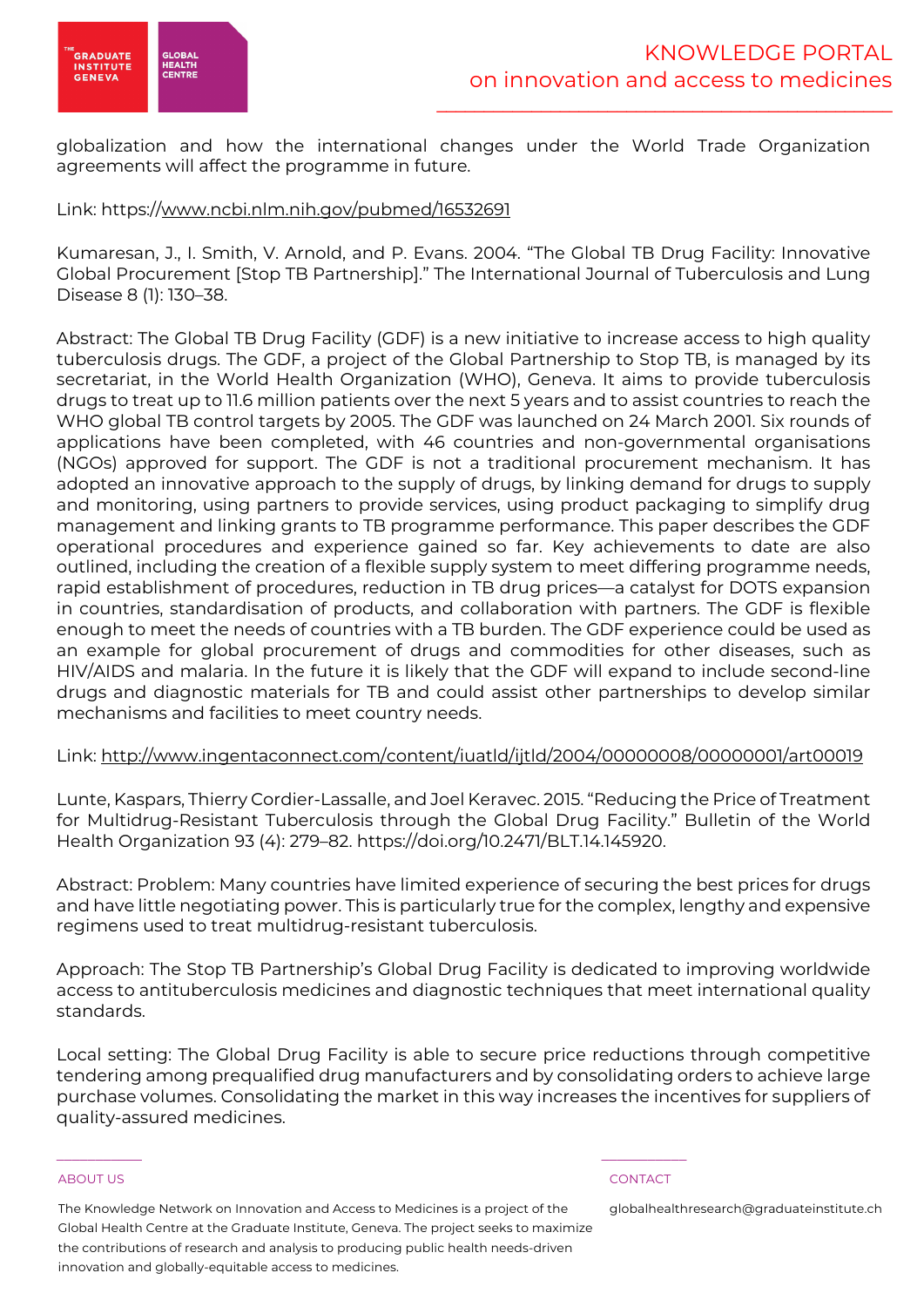globalization and how the international changes under the World Trade Organization agreements will affect the programme in future.

Link: https://www.ncbi.nlm.nih.gov/pubmed/16532691

Kumaresan, J., I. Smith, V. Arnold, and P. Evans. 2004. "The Global TB Drug Facility: Innovative Global Procurement [Stop TB Partnership]." The International Journal of Tuberculosis and Lung Disease 8 (1): 130–38.

Abstract: The Global TB Drug Facility (GDF) is a new initiative to increase access to high quality tuberculosis drugs. The GDF, a project of the Global Partnership to Stop TB, is managed by its secretariat, in the World Health Organization (WHO), Geneva. It aims to provide tuberculosis drugs to treat up to 11.6 million patients over the next 5 years and to assist countries to reach the WHO global TB control targets by 2005. The GDF was launched on 24 March 2001. Six rounds of applications have been completed, with 46 countries and non-governmental organisations (NGOs) approved for support. The GDF is not a traditional procurement mechanism. It has adopted an innovative approach to the supply of drugs, by linking demand for drugs to supply and monitoring, using partners to provide services, using product packaging to simplify drug management and linking grants to TB programme performance. This paper describes the GDF operational procedures and experience gained so far. Key achievements to date are also outlined, including the creation of a flexible supply system to meet differing programme needs, rapid establishment of procedures, reduction in TB drug prices—a catalyst for DOTS expansion in countries, standardisation of products, and collaboration with partners. The GDF is flexible enough to meet the needs of countries with a TB burden. The GDF experience could be used as an example for global procurement of drugs and commodities for other diseases, such as HIV/AIDS and malaria. In the future it is likely that the GDF will expand to include second-line drugs and diagnostic materials for TB and could assist other partnerships to develop similar mechanisms and facilities to meet country needs.

Link: http://www.ingentaconnect.com/content/iuatld/ijtld/2004/00000008/00000001/art00019

Lunte, Kaspars, Thierry Cordier-Lassalle, and Joel Keravec. 2015. "Reducing the Price of Treatment for Multidrug-Resistant Tuberculosis through the Global Drug Facility." Bulletin of the World Health Organization 93 (4): 279–82. https://doi.org/10.2471/BLT.14.145920.

Abstract: Problem: Many countries have limited experience of securing the best prices for drugs and have little negotiating power. This is particularly true for the complex, lengthy and expensive regimens used to treat multidrug-resistant tuberculosis.

Approach: The Stop TB Partnership's Global Drug Facility is dedicated to improving worldwide access to antituberculosis medicines and diagnostic techniques that meet international quality standards.

Local setting: The Global Drug Facility is able to secure price reductions through competitive tendering among prequalified drug manufacturers and by consolidating orders to achieve large purchase volumes. Consolidating the market in this way increases the incentives for suppliers of quality-assured medicines.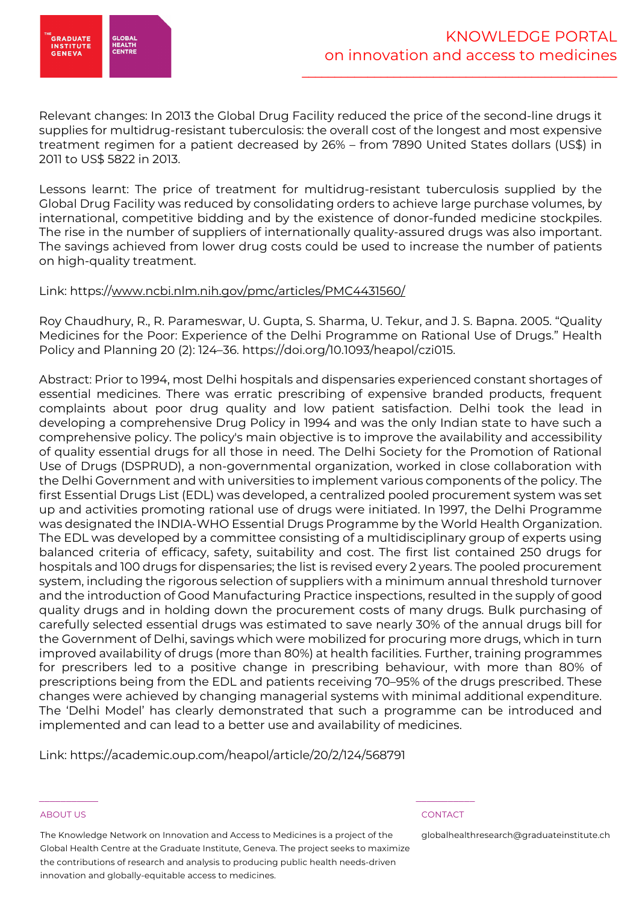Relevant changes: In 2013 the Global Drug Facility reduced the price of the second-line drugs it supplies for multidrug-resistant tuberculosis: the overall cost of the longest and most expensive treatment regimen for a patient decreased by 26% – from 7890 United States dollars (US$) in 2011 to US$ 5822 in 2013.

Lessons learnt: The price of treatment for multidrug-resistant tuberculosis supplied by the Global Drug Facility was reduced by consolidating orders to achieve large purchase volumes, by international, competitive bidding and by the existence of donor-funded medicine stockpiles. The rise in the number of suppliers of internationally quality-assured drugs was also important. The savings achieved from lower drug costs could be used to increase the number of patients on high-quality treatment.

Link: https://www.ncbi.nlm.nih.gov/pmc/articles/PMC4431560/

Roy Chaudhury, R., R. Parameswar, U. Gupta, S. Sharma, U. Tekur, and J. S. Bapna. 2005. "Quality Medicines for the Poor: Experience of the Delhi Programme on Rational Use of Drugs." Health Policy and Planning 20 (2): 124–36. https://doi.org/10.1093/heapol/czi015.

Abstract: Prior to 1994, most Delhi hospitals and dispensaries experienced constant shortages of essential medicines. There was erratic prescribing of expensive branded products, frequent complaints about poor drug quality and low patient satisfaction. Delhi took the lead in developing a comprehensive Drug Policy in 1994 and was the only Indian state to have such a comprehensive policy. The policy's main objective is to improve the availability and accessibility of quality essential drugs for all those in need. The Delhi Society for the Promotion of Rational Use of Drugs (DSPRUD), a non-governmental organization, worked in close collaboration with the Delhi Government and with universities to implement various components of the policy. The first Essential Drugs List (EDL) was developed, a centralized pooled procurement system was set up and activities promoting rational use of drugs were initiated. In 1997, the Delhi Programme was designated the INDIA-WHO Essential Drugs Programme by the World Health Organization. The EDL was developed by a committee consisting of a multidisciplinary group of experts using balanced criteria of efficacy, safety, suitability and cost. The first list contained 250 drugs for hospitals and 100 drugs for dispensaries; the list is revised every 2 years. The pooled procurement system, including the rigorous selection of suppliers with a minimum annual threshold turnover and the introduction of Good Manufacturing Practice inspections, resulted in the supply of good quality drugs and in holding down the procurement costs of many drugs. Bulk purchasing of carefully selected essential drugs was estimated to save nearly 30% of the annual drugs bill for the Government of Delhi, savings which were mobilized for procuring more drugs, which in turn improved availability of drugs (more than 80%) at health facilities. Further, training programmes for prescribers led to a positive change in prescribing behaviour, with more than 80% of prescriptions being from the EDL and patients receiving 70–95% of the drugs prescribed. These changes were achieved by changing managerial systems with minimal additional expenditure. The 'Delhi Model' has clearly demonstrated that such a programme can be introduced and implemented and can lead to a better use and availability of medicines.

Link: https://academic.oup.com/heapol/article/20/2/124/568791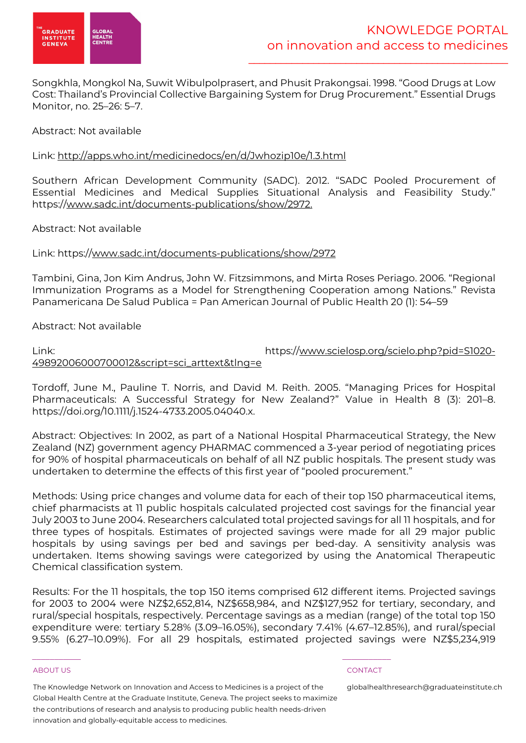Songkhla, Mongkol Na, Suwit Wibulpolprasert, and Phusit Prakongsai. 1998. "Good Drugs at Low Cost: Thailand's Provincial Collective Bargaining System for Drug Procurement." Essential Drugs Monitor, no. 25–26: 5–7.

Abstract: Not available

Link: http://apps.who.int/medicinedocs/en/d/Jwhozip10e/1.3.html

Southern African Development Community (SADC). 2012. "SADC Pooled Procurement of Essential Medicines and Medical Supplies Situational Analysis and Feasibility Study." https://www.sadc.int/documents-publications/show/2972.

Abstract: Not available

Link: https://www.sadc.int/documents-publications/show/2972

Tambini, Gina, Jon Kim Andrus, John W. Fitzsimmons, and Mirta Roses Periago. 2006. "Regional Immunization Programs as a Model for Strengthening Cooperation among Nations." Revista Panamericana De Salud Publica = Pan American Journal of Public Health 20 (1): 54–59

Abstract: Not available

Link: https://www.scielosp.org/scielo.php?pid=S1020-49892006000700012&script=sci_arttext&tlng=e

Tordoff, June M., Pauline T. Norris, and David M. Reith. 2005. "Managing Prices for Hospital Pharmaceuticals: A Successful Strategy for New Zealand?" Value in Health 8 (3): 201–8. https://doi.org/10.1111/j.1524-4733.2005.04040.x.

Abstract: Objectives: In 2002, as part of a National Hospital Pharmaceutical Strategy, the New Zealand (NZ) government agency PHARMAC commenced a 3-year period of negotiating prices for 90% of hospital pharmaceuticals on behalf of all NZ public hospitals. The present study was undertaken to determine the effects of this first year of "pooled procurement."

Methods: Using price changes and volume data for each of their top 150 pharmaceutical items, chief pharmacists at 11 public hospitals calculated projected cost savings for the financial year July 2003 to June 2004. Researchers calculated total projected savings for all 11 hospitals, and for three types of hospitals. Estimates of projected savings were made for all 29 major public hospitals by using savings per bed and savings per bed-day. A sensitivity analysis was undertaken. Items showing savings were categorized by using the Anatomical Therapeutic Chemical classification system.

Results: For the 11 hospitals, the top 150 items comprised 612 different items. Projected savings for 2003 to 2004 were NZ$2,652,814, NZ$658,984, and NZ$127,952 for tertiary, secondary, and rural/special hospitals, respectively. Percentage savings as a median (range) of the total top 150 expenditure were: tertiary 5.28% (3.09–16.05%), secondary 7.41% (4.67–12.85%), and rural/special 9.55% (6.27–10.09%). For all 29 hospitals, estimated projected savings were NZ$5,234,919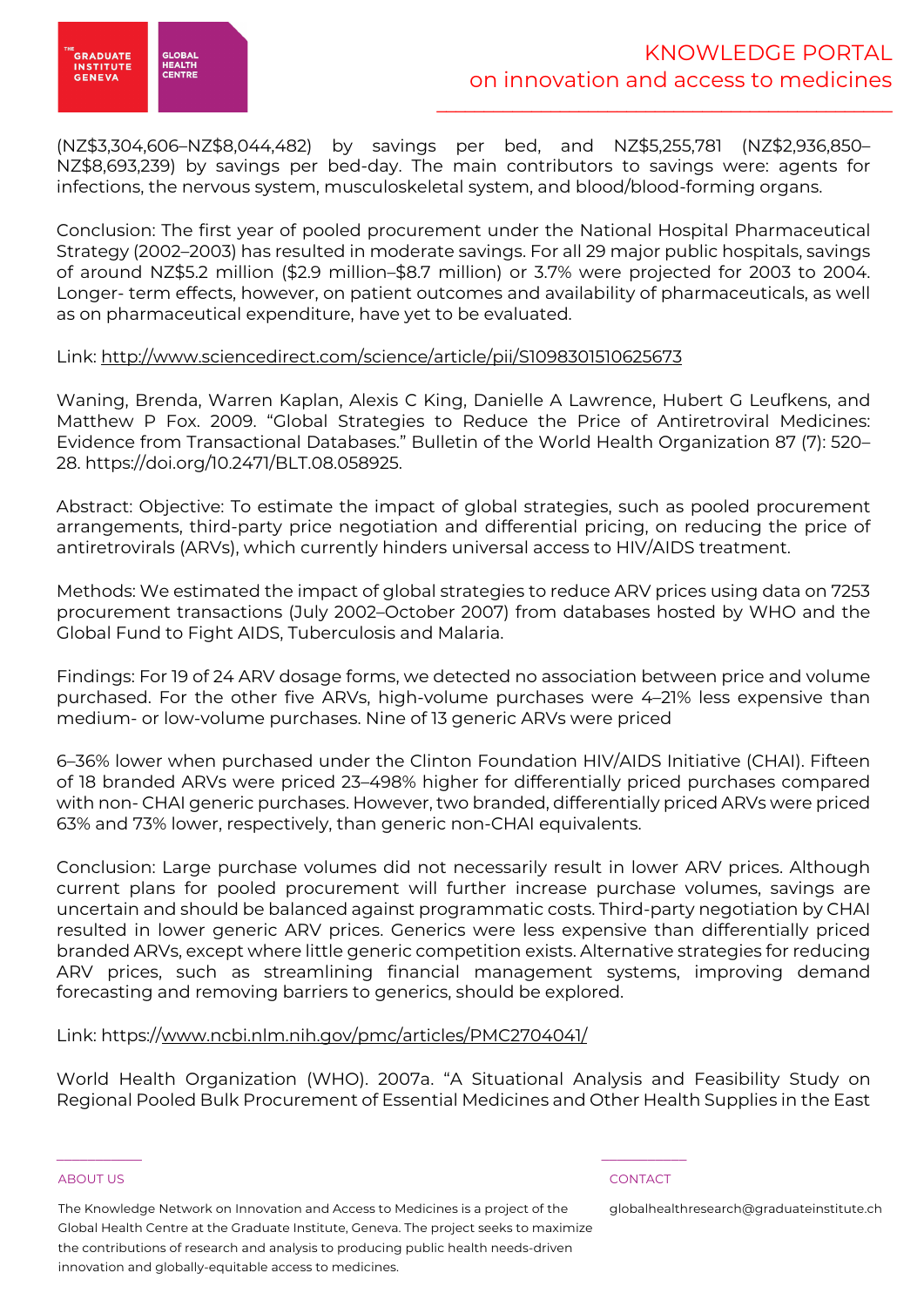(NZ$3,304,606–NZ$8,044,482) by savings per bed, and NZ$5,255,781 (NZ$2,936,850–NZ$8,693,239) by savings per bed-day. The main contributors to savings were: agents for infections, the nervous system, musculoskeletal system, and blood/blood-forming organs.

Conclusion: The first year of pooled procurement under the National Hospital Pharmaceutical Strategy (2002–2003) has resulted in moderate savings. For all 29 major public hospitals, savings of around NZ$5.2 million ($2.9 million–$8.7 million) or 3.7% were projected for 2003 to 2004. Longer- term effects, however, on patient outcomes and availability of pharmaceuticals, as well as on pharmaceutical expenditure, have yet to be evaluated.

Link: http://www.sciencedirect.com/science/article/pii/S1098301510625673

Waning, Brenda, Warren Kaplan, Alexis C King, Danielle A Lawrence, Hubert G Leufkens, and Matthew P Fox. 2009. "Global Strategies to Reduce the Price of Antiretroviral Medicines: Evidence from Transactional Databases." Bulletin of the World Health Organization 87 (7): 520–28. https://doi.org/10.2471/BLT.08.058925.

Abstract: Objective: To estimate the impact of global strategies, such as pooled procurement arrangements, third-party price negotiation and differential pricing, on reducing the price of antiretrovirals (ARVs), which currently hinders universal access to HIV/AIDS treatment.

Methods: We estimated the impact of global strategies to reduce ARV prices using data on 7253 procurement transactions (July 2002–October 2007) from databases hosted by WHO and the Global Fund to Fight AIDS, Tuberculosis and Malaria.

Findings: For 19 of 24 ARV dosage forms, we detected no association between price and volume purchased. For the other five ARVs, high-volume purchases were 4–21% less expensive than medium- or low-volume purchases. Nine of 13 generic ARVs were priced 6–36% lower when purchased under the Clinton Foundation HIV/AIDS Initiative (CHAI). Fifteen of 18 branded ARVs were priced 23–498% higher for differentially priced purchases compared with non- CHAI generic purchases. However, two branded, differentially priced ARVs were priced 63% and 73% lower, respectively, than generic non-CHAI equivalents.

Conclusion: Large purchase volumes did not necessarily result in lower ARV prices. Although current plans for pooled procurement will further increase purchase volumes, savings are uncertain and should be balanced against programmatic costs. Third-party negotiation by CHAI resulted in lower generic ARV prices. Generics were less expensive than differentially priced branded ARVs, except where little generic competition exists. Alternative strategies for reducing ARV prices, such as streamlining financial management systems, improving demand forecasting and removing barriers to generics, should be explored.

Link: https://www.ncbi.nlm.nih.gov/pmc/articles/PMC2704041/

World Health Organization (WHO). 2007a. "A Situational Analysis and Feasibility Study on Regional Pooled Bulk Procurement of Essential Medicines and Other Health Supplies in the East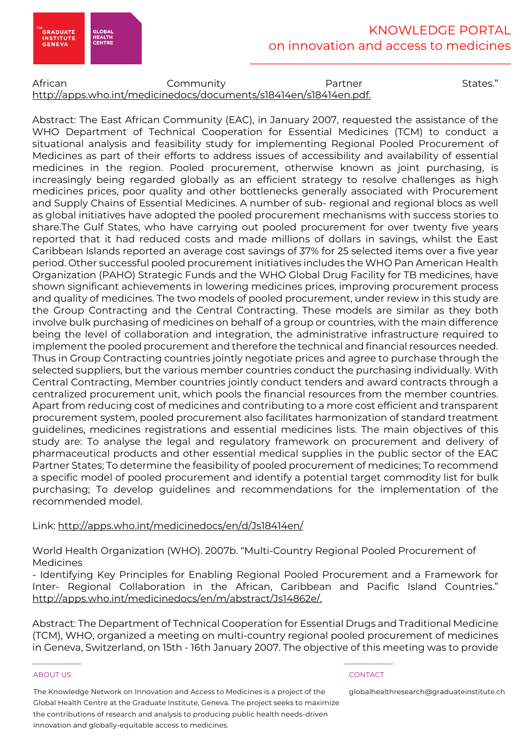African Community Partner States." http://apps.who.int/medicinedocs/documents/s18414en/s18414en.pdf.

Abstract: The East African Community (EAC), in January 2007, requested the assistance of the WHO Department of Technical Cooperation for Essential Medicines (TCM) to conduct a situational analysis and feasibility study for implementing Regional Pooled Procurement of Medicines as part of their efforts to address issues of accessibility and availability of essential medicines in the region. Pooled procurement, otherwise known as joint purchasing, is increasingly being regarded globally as an efficient strategy to resolve challenges as high medicines prices, poor quality and other bottlenecks generally associated with Procurement and Supply Chains of Essential Medicines. A number of sub- regional and regional blocs as well as global initiatives have adopted the pooled procurement mechanisms with success stories to share.The Gulf States, who have carrying out pooled procurement for over twenty five years reported that it had reduced costs and made millions of dollars in savings, whilst the East Caribbean Islands reported an average cost savings of 37% for 25 selected items over a five year period. Other successful pooled procurement initiatives includes the WHO Pan American Health Organization (PAHO) Strategic Funds and the WHO Global Drug Facility for TB medicines, have shown significant achievements in lowering medicines prices, improving procurement process and quality of medicines. The two models of pooled procurement, under review in this study are the Group Contracting and the Central Contracting. These models are similar as they both involve bulk purchasing of medicines on behalf of a group or countries, with the main difference being the level of collaboration and integration, the administrative infrastructure required to implement the pooled procurement and therefore the technical and financial resources needed. Thus in Group Contracting countries jointly negotiate prices and agree to purchase through the selected suppliers, but the various member countries conduct the purchasing individually. With Central Contracting, Member countries jointly conduct tenders and award contracts through a centralized procurement unit, which pools the financial resources from the member countries. Apart from reducing cost of medicines and contributing to a more cost efficient and transparent procurement system, pooled procurement also facilitates harmonization of standard treatment guidelines, medicines registrations and essential medicines lists. The main objectives of this study are: To analyse the legal and regulatory framework on procurement and delivery of pharmaceutical products and other essential medical supplies in the public sector of the EAC Partner States; To determine the feasibility of pooled procurement of medicines; To recommend a specific model of pooled procurement and identify a potential target commodity list for bulk purchasing; To develop guidelines and recommendations for the implementation of the recommended model.

Link: http://apps.who.int/medicinedocs/en/d/Js18414en/

World Health Organization (WHO). 2007b. "Multi-Country Regional Pooled Procurement of Medicines - Identifying Key Principles for Enabling Regional Pooled Procurement and a Framework for Inter- Regional Collaboration in the African, Caribbean and Pacific Island Countries." http://apps.who.int/medicinedocs/en/m/abstract/Js14862e/.

Abstract: The Department of Technical Cooperation for Essential Drugs and Traditional Medicine (TCM), WHO, organized a meeting on multi-country regional pooled procurement of medicines in Geneva, Switzerland, on 15th - 16th January 2007. The objective of this meeting was to provide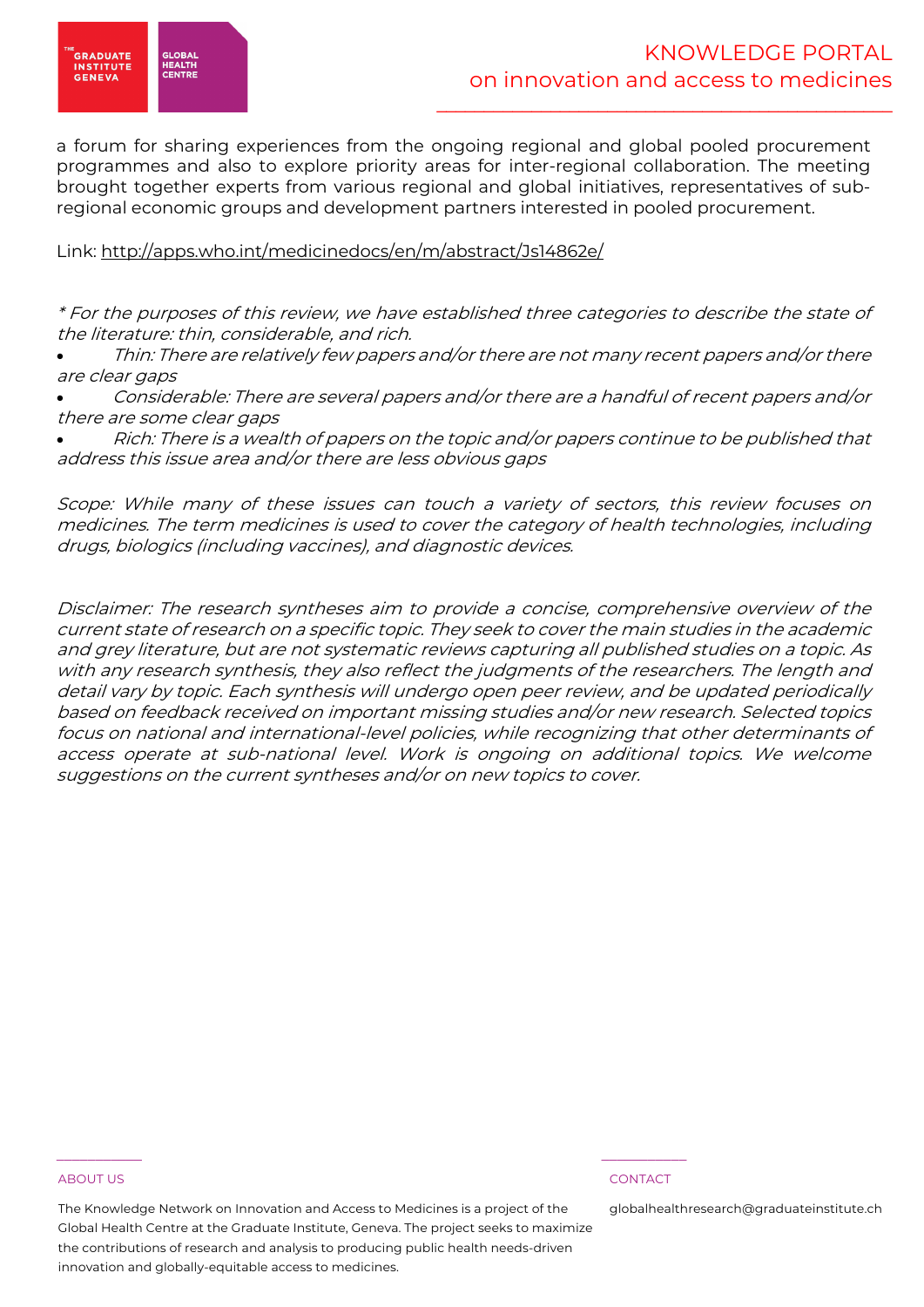a forum for sharing experiences from the ongoing regional and global pooled procurement programmes and also to explore priority areas for inter-regional collaboration. The meeting brought together experts from various regional and global initiatives, representatives of sub-regional economic groups and development partners interested in pooled procurement.

Link: http://apps.who.int/medicinedocs/en/m/abstract/Js14862e/

*\* For the purposes of this review, we have established three categories to describe the state of the literature: thin, considerable, and rich.*

- *Thin: There are relatively few papers and/or there are not many recent papers and/or there are clear gaps*
- *Considerable: There are several papers and/or there are a handful of recent papers and/or there are some clear gaps*
- *Rich: There is a wealth of papers on the topic and/or papers continue to be published that address this issue area and/or there are less obvious gaps*

*Scope: While many of these issues can touch a variety of sectors, this review focuses on medicines. The term medicines is used to cover the category of health technologies, including drugs, biologics (including vaccines), and diagnostic devices.*

*Disclaimer: The research syntheses aim to provide a concise, comprehensive overview of the current state of research on a specific topic. They seek to cover the main studies in the academic and grey literature, but are not systematic reviews capturing all published studies on a topic. As with any research synthesis, they also reflect the judgments of the researchers. The length and detail vary by topic. Each synthesis will undergo open peer review, and be updated periodically based on feedback received on important missing studies and/or new research. Selected topics focus on national and international-level policies, while recognizing that other determinants of access operate at sub-national level. Work is ongoing on additional topics. We welcome suggestions on the current syntheses and/or on new topics to cover.*

ABOUT US

The Knowledge Network on Innovation and Access to Medicines is a project of the Global Health Centre at the Graduate Institute, Geneva. The project seeks to maximize the contributions of research and analysis to producing public health needs-driven innovation and globally-equitable access to medicines.

CONTACT

globalhealthresearch@graduateinstitute.ch